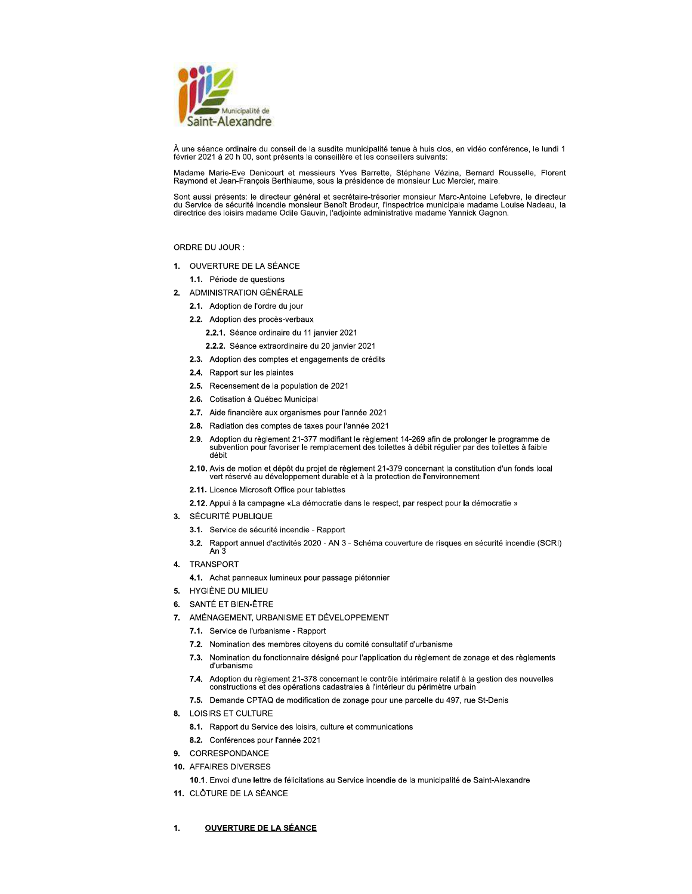Municipalité de Saint-Alexandre

À une séance ordinaire du conseil de la susdite municipalité tenue à huis clos, en vidéo conférence, le lundi 1 février 2021 à 20 h 00, sont présents la conseillère et les conseillers suivants:

Madame Marie-Eve Denicourt et messieurs Yves Barrette, Stéphane Vézina, Bernard Rousselle, Florent Raymond et Jean-François Berthiaume, sous la présidence de monsieur Luc Mercier, maire.

Sont aussi présents: le directeur général et secrétaire-trésorier monsieur Marc-Antoine Lefebvre, le directeur du Service de sécurité incendie monsieur Benoît Brodeur, l'inspectrice municipale madame Louise Nadeau, la directrice des loisirs madame Odile Gauvin, l'adjointe administrative madame Yannick Gagnon.

ORDRE DU JOUR :

1. OUVERTURE DE LA SÉANCE
   - **1.1.** Période de questions
2. ADMINISTRATION GÉNÉRALE
   - **2.1.** Adoption de l'ordre du jour
   - **2.2.** Adoption des procès-verbaux
     - **2.2.1.** Séance ordinaire du 11 janvier 2021
     - **2.2.2.** Séance extraordinaire du 20 janvier 2021
   - **2.3.** Adoption des comptes et engagements de crédits
   - **2.4.** Rapport sur les plaintes
   - **2.5.** Recensement de la population de 2021
   - **2.6.** Cotisation à Québec Municipal
   - **2.7.** Aide financière aux organismes pour l'année 2021
   - **2.8.** Radiation des comptes de taxes pour l'année 2021
   - **2.9.** Adoption du règlement 21-377 modifiant le règlement 14-269 afin de prolonger le programme de subvention pour favoriser le remplacement des toilettes à débit régulier par des toilettes à faible débit
   - **2.10.** Avis de motion et dépôt du projet de règlement 21-379 concernant la constitution d'un fonds local vert réservé au développement durable et à la protection de l'environnement
   - **2.11.** Licence Microsoft Office pour tablettes
   - **2.12.** Appui à la campagne «La démocratie dans le respect, par respect pour la démocratie »
3. SÉCURITÉ PUBLIQUE
   - **3.1.** Service de sécurité incendie - Rapport
   - **3.2.** Rapport annuel d'activités 2020 - AN 3 - Schéma couverture de risques en sécurité incendie (SCRI) An 3
4. TRANSPORT
   - **4.1.** Achat panneaux lumineux pour passage piétonnier
5. HYGIÈNE DU MILIEU
6. SANTÉ ET BIEN-ÊTRE
7. AMÉNAGEMENT, URBANISME ET DÉVELOPPEMENT
   - **7.1.** Service de l'urbanisme - Rapport
   - **7.2.** Nomination des membres citoyens du comité consultatif d'urbanisme
   - **7.3.** Nomination du fonctionnaire désigné pour l'application du règlement de zonage et des règlements d'urbanisme
   - **7.4.** Adoption du règlement 21-378 concernant le contrôle intérimaire relatif à la gestion des nouvelles constructions et des opérations cadastrales à l'intérieur du périmètre urbain
   - **7.5.** Demande CPTAQ de modification de zonage pour une parcelle du 497, rue St-Denis
8. LOISIRS ET CULTURE
   - **8.1.** Rapport du Service des loisirs, culture et communications
   - **8.2.** Conférences pour l'année 2021
9. CORRESPONDANCE
10. AFFAIRES DIVERSES
    - **10.1.** Envoi d'une lettre de félicitations au Service incendie de la municipalité de Saint-Alexandre
11. CLÔTURE DE LA SÉANCE

## 1. OUVERTURE DE LA SÉANCE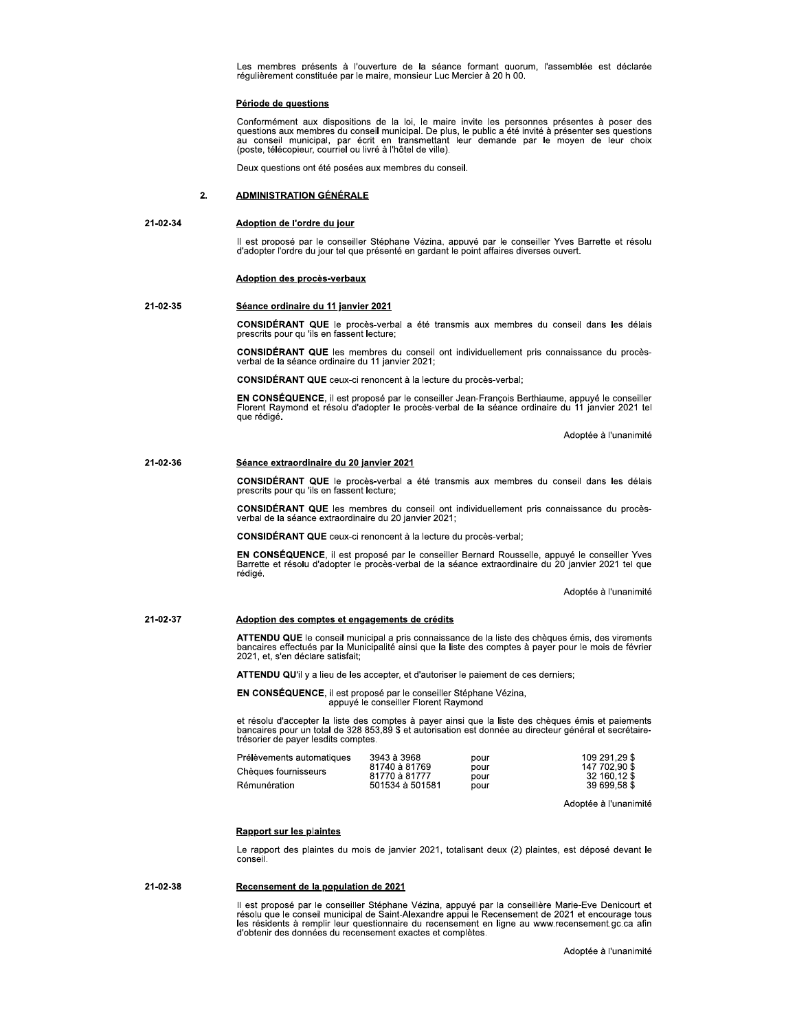Les membres présents à l'ouverture de la séance formant quorum, l'assemblée est déclarée régulièrement constituée par le maire, monsieur Luc Mercier à 20 h 00.

**Période de questions**

Conformément aux dispositions de la loi, le maire invite les personnes présentes à poser des questions aux membres du conseil municipal. De plus, le public a été invité à présenter ses questions au conseil municipal, par écrit en transmettant leur demande par le moyen de leur choix (poste, télécopieur, courriel ou livré à l'hôtel de ville).

Deux questions ont été posées aux membres du conseil.

## 2. ADMINISTRATION GÉNÉRALE

**21-02-34 Adoption de l'ordre du jour**

Il est proposé par le conseiller Stéphane Vézina, appuyé par le conseiller Yves Barrette et résolu d'adopter l'ordre du jour tel que présenté en gardant le point affaires diverses ouvert.

**Adoption des procès-verbaux**

**21-02-35 Séance ordinaire du 11 janvier 2021**

**CONSIDÉRANT QUE** le procès-verbal a été transmis aux membres du conseil dans les délais prescrits pour qu 'ils en fassent lecture;

**CONSIDÉRANT QUE** les membres du conseil ont individuellement pris connaissance du procès-verbal de la séance ordinaire du 11 janvier 2021;

**CONSIDÉRANT QUE** ceux-ci renoncent à la lecture du procès-verbal;

**EN CONSÉQUENCE**, il est proposé par le conseiller Jean-François Berthiaume, appuyé le conseiller Florent Raymond et résolu d'adopter le procès-verbal de la séance ordinaire du 11 janvier 2021 tel que rédigé.

Adoptée à l'unanimité

**21-02-36 Séance extraordinaire du 20 janvier 2021**

**CONSIDÉRANT QUE** le procès-verbal a été transmis aux membres du conseil dans les délais prescrits pour qu 'ils en fassent lecture;

**CONSIDÉRANT QUE** les membres du conseil ont individuellement pris connaissance du procès-verbal de la séance extraordinaire du 20 janvier 2021;

**CONSIDÉRANT QUE** ceux-ci renoncent à la lecture du procès-verbal;

**EN CONSÉQUENCE**, il est proposé par le conseiller Bernard Rousselle, appuyé le conseiller Yves Barrette et résolu d'adopter le procès-verbal de la séance extraordinaire du 20 janvier 2021 tel que rédigé.

Adoptée à l'unanimité

**21-02-37 Adoption des comptes et engagements de crédits**

**ATTENDU QUE** le conseil municipal a pris connaissance de la liste des chèques émis, des virements bancaires effectués par la Municipalité ainsi que la liste des comptes à payer pour le mois de février 2021, et, s'en déclare satisfait;

**ATTENDU QU**'il y a lieu de les accepter, et d'autoriser le paiement de ces derniers;

**EN CONSÉQUENCE**, il est proposé par le conseiller Stéphane Vézina,
appuyé le conseiller Florent Raymond

et résolu d'accepter la liste des comptes à payer ainsi que la liste des chèques émis et paiements bancaires pour un total de 328 853,89 $ et autorisation est donnée au directeur général et secrétaire-trésorier de payer lesdits comptes.

| | | | |
|---|---|---|---|
| Prélèvements automatiques | 3943 à 3968 | pour | 109 291,29 $ |
| Chèques fournisseurs | 81740 à 81769 | pour | 147 702,90 $ |
| | 81770 à 81777 | pour | 32 160,12 $ |
| Rémunération | 501534 à 501581 | pour | 39 699,58 $ |

Adoptée à l'unanimité

**Rapport sur les plaintes**

Le rapport des plaintes du mois de janvier 2021, totalisant deux (2) plaintes, est déposé devant le conseil.

**21-02-38 Recensement de la population de 2021**

Il est proposé par le conseiller Stéphane Vézina, appuyé par la conseillère Marie-Eve Denicourt et résolu que le conseil municipal de Saint-Alexandre appui le Recensement de 2021 et encourage tous les résidents à remplir leur questionnaire du recensement en ligne au www.recensement.gc.ca afin d'obtenir des données du recensement exactes et complètes.

Adoptée à l'unanimité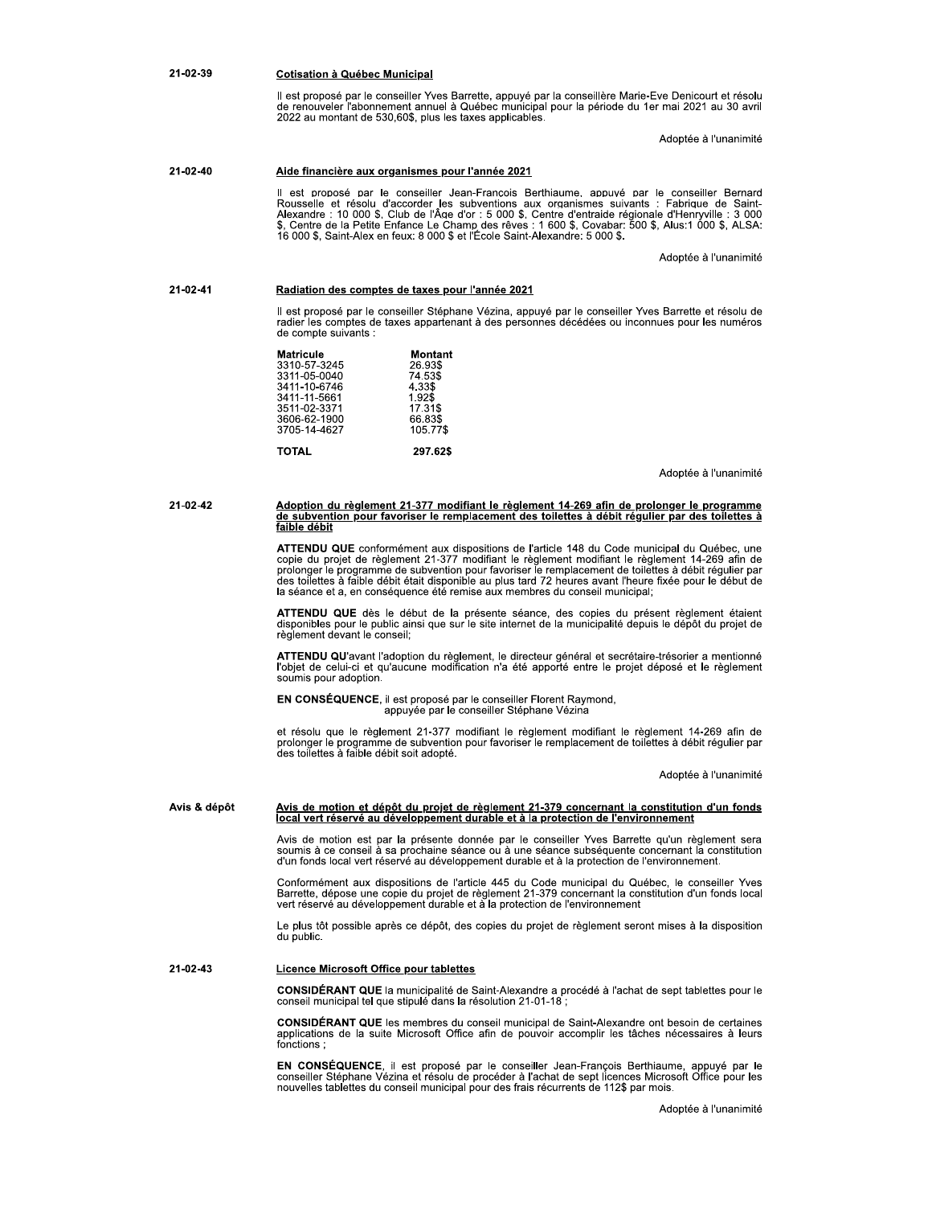**21-02-39** **Cotisation à Québec Municipal**

Il est proposé par le conseiller Yves Barrette, appuyé par la conseillère Marie-Eve Denicourt et résolu de renouveler l'abonnement annuel à Québec municipal pour la période du 1er mai 2021 au 30 avril 2022 au montant de 530,60$, plus les taxes applicables.

Adoptée à l'unanimité

**21-02-40** **Aide financière aux organismes pour l'année 2021**

Il est proposé par le conseiller Jean-François Berthiaume, appuyé par le conseiller Bernard Rousselle et résolu d'accorder les subventions aux organismes suivants : Fabrique de Saint-Alexandre : 10 000 $, Club de l'Âge d'or : 5 000 $, Centre d'entraide régionale d'Henryville : 3 000 $, Centre de la Petite Enfance Le Champ des rêves : 1 600 $, Covabar: 500 $, Alus:1 000 $, ALSA: 16 000 $, Saint-Alex en feux: 8 000 $ et l'École Saint-Alexandre: 5 000 $.

Adoptée à l'unanimité

**21-02-41** **Radiation des comptes de taxes pour l'année 2021**

Il est proposé par le conseiller Stéphane Vézina, appuyé par le conseiller Yves Barrette et résolu de radier les comptes de taxes appartenant à des personnes décédées ou inconnues pour les numéros de compte suivants :

| Matricule | Montant |
|---|---|
| 3310-57-3245 | 26.93$ |
| 3311-05-0040 | 74.53$ |
| 3411-10-6746 | 4.33$ |
| 3411-11-5661 | 1.92$ |
| 3511-02-3371 | 17.31$ |
| 3606-62-1900 | 66.83$ |
| 3705-14-4627 | 105.77$ |
| **TOTAL** | **297.62$** |

Adoptée à l'unanimité

**21-02-42** **Adoption du règlement 21-377 modifiant le règlement 14-269 afin de prolonger le programme de subvention pour favoriser le remplacement des toilettes à débit régulier par des toilettes à faible débit**

**ATTENDU QUE** conformément aux dispositions de l'article 148 du Code municipal du Québec, une copie du projet de règlement 21-377 modifiant le règlement modifiant le règlement 14-269 afin de prolonger le programme de subvention pour favoriser le remplacement de toilettes à débit régulier par des toilettes à faible débit était disponible au plus tard 72 heures avant l'heure fixée pour le début de la séance et a, en conséquence été remise aux membres du conseil municipal;

**ATTENDU QUE** dès le début de la présente séance, des copies du présent règlement étaient disponibles pour le public ainsi que sur le site internet de la municipalité depuis le dépôt du projet de règlement devant le conseil;

**ATTENDU QU'**avant l'adoption du règlement, le directeur général et secrétaire-trésorier a mentionné l'objet de celui-ci et qu'aucune modification n'a été apporté entre le projet déposé et le règlement soumis pour adoption.

**EN CONSÉQUENCE**, il est proposé par le conseiller Florent Raymond,
appuyée par le conseiller Stéphane Vézina

et résolu que le règlement 21-377 modifiant le règlement modifiant le règlement 14-269 afin de prolonger le programme de subvention pour favoriser le remplacement de toilettes à débit régulier par des toilettes à faible débit soit adopté.

Adoptée à l'unanimité

**Avis & dépôt** **Avis de motion et dépôt du projet de règlement 21-379 concernant la constitution d'un fonds local vert réservé au développement durable et à la protection de l'environnement**

Avis de motion est par la présente donnée par le conseiller Yves Barrette qu'un règlement sera soumis à ce conseil à sa prochaine séance ou à une séance subséquente concernant la constitution d'un fonds local vert réservé au développement durable et à la protection de l'environnement.

Conformément aux dispositions de l'article 445 du Code municipal du Québec, le conseiller Yves Barrette, dépose une copie du projet de règlement 21-379 concernant la constitution d'un fonds local vert réservé au développement durable et à la protection de l'environnement

Le plus tôt possible après ce dépôt, des copies du projet de règlement seront mises à la disposition du public.

**21-02-43** **Licence Microsoft Office pour tablettes**

**CONSIDÉRANT QUE** la municipalité de Saint-Alexandre a procédé à l'achat de sept tablettes pour le conseil municipal tel que stipulé dans la résolution 21-01-18 ;

**CONSIDÉRANT QUE** les membres du conseil municipal de Saint-Alexandre ont besoin de certaines applications de la suite Microsoft Office afin de pouvoir accomplir les tâches nécessaires à leurs fonctions ;

**EN CONSÉQUENCE**, il est proposé par le conseiller Jean-François Berthiaume, appuyé par le conseiller Stéphane Vézina et résolu de procéder à l'achat de sept licences Microsoft Office pour les nouvelles tablettes du conseil municipal pour des frais récurrents de 112$ par mois.

Adoptée à l'unanimité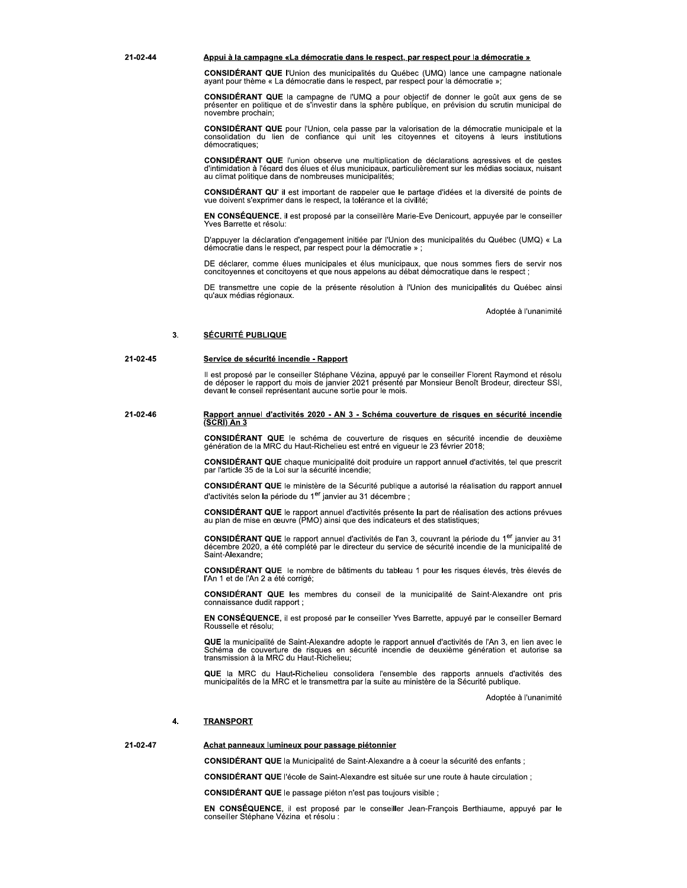**21-02-44** <u>**Appui à la campagne «La démocratie dans le respect, par respect pour la démocratie »**</u>

**CONSIDÉRANT QUE** l'Union des municipalités du Québec (UMQ) lance une campagne nationale ayant pour thème « La démocratie dans le respect, par respect pour la démocratie »;

**CONSIDÉRANT QUE** la campagne de l'UMQ a pour objectif de donner le goût aux gens de se présenter en politique et de s'investir dans la sphère publique, en prévision du scrutin municipal de novembre prochain;

**CONSIDÉRANT QUE** pour l'Union, cela passe par la valorisation de la démocratie municipale et la consolidation du lien de confiance qui unit les citoyennes et citoyens à leurs institutions démocratiques;

**CONSIDÉRANT QUE** l'union observe une multiplication de déclarations agressives et de gestes d'intimidation à l'égard des élues et élus municipaux, particulièrement sur les médias sociaux, nuisant au climat politique dans de nombreuses municipalités;

**CONSIDÉRANT QU'** il est important de rappeler que le partage d'idées et la diversité de points de vue doivent s'exprimer dans le respect, la tolérance et la civilité;

**EN CONSÉQUENCE**, il est proposé par la conseillère Marie-Eve Denicourt, appuyée par le conseiller Yves Barrette et résolu:

D'appuyer la déclaration d'engagement initiée par l'Union des municipalités du Québec (UMQ) « La démocratie dans le respect, par respect pour la démocratie » ;

DE déclarer, comme élues municipales et élus municipaux, que nous sommes fiers de servir nos concitoyennes et concitoyens et que nous appelons au débat démocratique dans le respect ;

DE transmettre une copie de la présente résolution à l'Union des municipalités du Québec ainsi qu'aux médias régionaux.

Adoptée à l'unanimité

## 3. <u>SÉCURITÉ PUBLIQUE</u>

**21-02-45** <u>**Service de sécurité incendie - Rapport**</u>

Il est proposé par le conseiller Stéphane Vézina, appuyé par le conseiller Florent Raymond et résolu de déposer le rapport du mois de janvier 2021 présenté par Monsieur Benoît Brodeur, directeur SSI, devant le conseil représentant aucune sortie pour le mois.

**21-02-46** <u>**Rapport annuel d'activités 2020 - AN 3 - Schéma couverture de risques en sécurité incendie (SCRI) An 3**</u>

**CONSIDÉRANT QUE** le schéma de couverture de risques en sécurité incendie de deuxième génération de la MRC du Haut-Richelieu est entré en vigueur le 23 février 2018;

**CONSIDÉRANT QUE** chaque municipalité doit produire un rapport annuel d'activités, tel que prescrit par l'article 35 de la Loi sur la sécurité incendie;

**CONSIDÉRANT QUE** le ministère de la Sécurité publique a autorisé la réalisation du rapport annuel d'activités selon la période du 1er janvier au 31 décembre ;

**CONSIDÉRANT QUE** le rapport annuel d'activités présente la part de réalisation des actions prévues au plan de mise en œuvre (PMO) ainsi que des indicateurs et des statistiques;

**CONSIDÉRANT QUE** le rapport annuel d'activités de l'an 3, couvrant la période du 1er janvier au 31 décembre 2020, a été complété par le directeur du service de sécurité incendie de la municipalité de Saint-Alexandre;

**CONSIDÉRANT QUE** le nombre de bâtiments du tableau 1 pour les risques élevés, très élevés de l'An 1 et de l'An 2 a été corrigé;

**CONSIDÉRANT QUE** les membres du conseil de la municipalité de Saint-Alexandre ont pris connaissance dudit rapport ;

**EN CONSÉQUENCE**, il est proposé par le conseiller Yves Barrette, appuyé par le conseiller Bernard Rousselle et résolu;

**QUE** la municipalité de Saint-Alexandre adopte le rapport annuel d'activités de l'An 3, en lien avec le Schéma de couverture de risques en sécurité incendie de deuxième génération et autorise sa transmission à la MRC du Haut-Richelieu;

**QUE** la MRC du Haut-Richelieu consolidera l'ensemble des rapports annuels d'activités des municipalités de la MRC et le transmettra par la suite au ministère de la Sécurité publique.

Adoptée à l'unanimité

## 4. <u>TRANSPORT</u>

**21-02-47** <u>**Achat panneaux lumineux pour passage piétonnier**</u>

**CONSIDÉRANT QUE** la Municipalité de Saint-Alexandre a à coeur la sécurité des enfants ;

**CONSIDÉRANT QUE** l'école de Saint-Alexandre est située sur une route à haute circulation ;

**CONSIDÉRANT QUE** le passage piéton n'est pas toujours visible ;

**EN CONSÉQUENCE**, il est proposé par le conseiller Jean-François Berthiaume, appuyé par le conseiller Stéphane Vézina et résolu :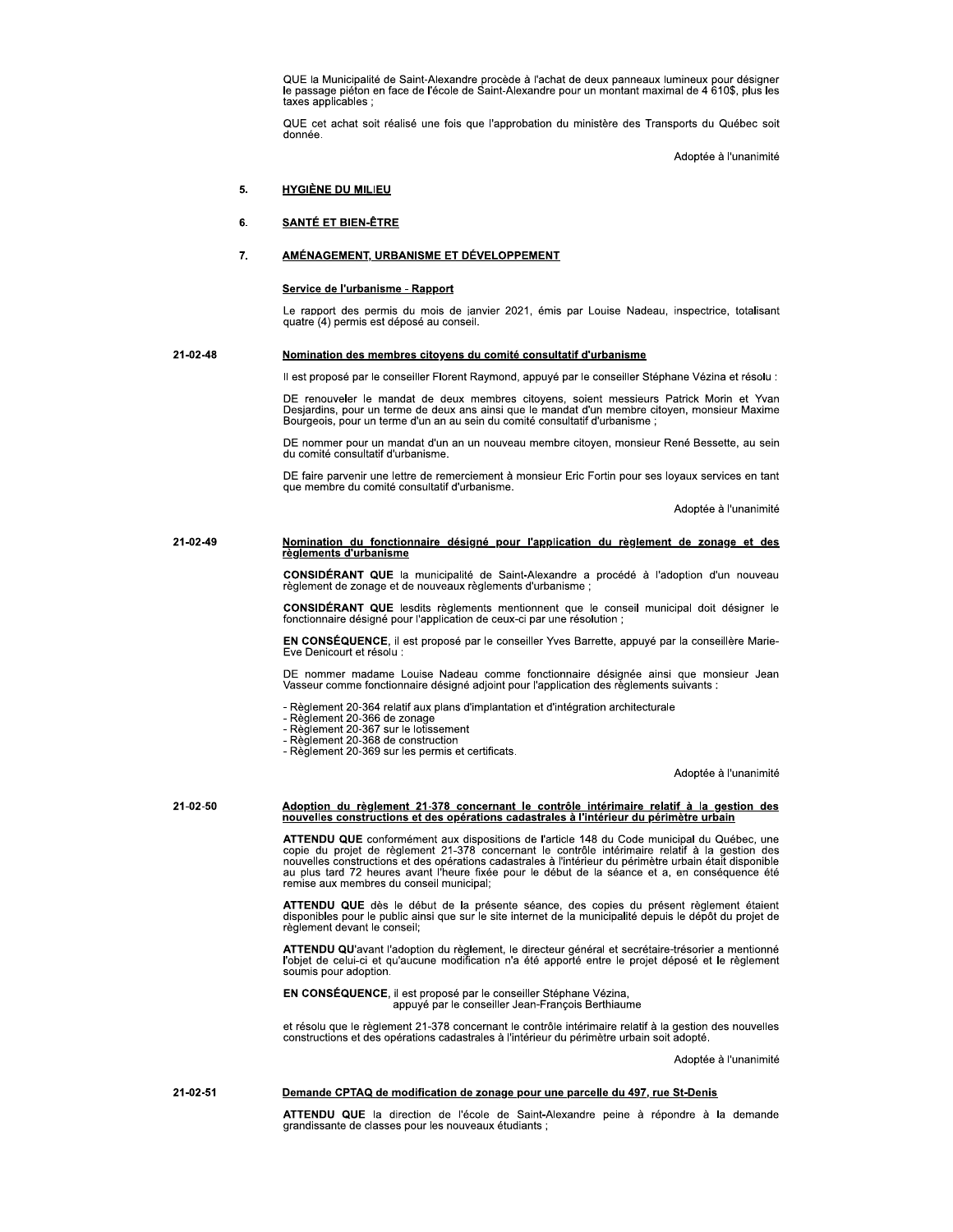QUE la Municipalité de Saint-Alexandre procède à l'achat de deux panneaux lumineux pour désigner le passage piéton en face de l'école de Saint-Alexandre pour un montant maximal de 4 610$, plus les taxes applicables ;

QUE cet achat soit réalisé une fois que l'approbation du ministère des Transports du Québec soit donnée.

Adoptée à l'unanimité

## 5. HYGIÈNE DU MILIEU

## 6. SANTÉ ET BIEN-ÊTRE

## 7. AMÉNAGEMENT, URBANISME ET DÉVELOPPEMENT

### Service de l'urbanisme - Rapport

Le rapport des permis du mois de janvier 2021, émis par Louise Nadeau, inspectrice, totalisant quatre (4) permis est déposé au conseil.

### 21-02-48 Nomination des membres citoyens du comité consultatif d'urbanisme

Il est proposé par le conseiller Florent Raymond, appuyé par le conseiller Stéphane Vézina et résolu :

DE renouveler le mandat de deux membres citoyens, soient messieurs Patrick Morin et Yvan Desjardins, pour un terme de deux ans ainsi que le mandat d'un membre citoyen, monsieur Maxime Bourgeois, pour un terme d'un an au sein du comité consultatif d'urbanisme ;

DE nommer pour un mandat d'un an un nouveau membre citoyen, monsieur René Bessette, au sein du comité consultatif d'urbanisme.

DE faire parvenir une lettre de remerciement à monsieur Eric Fortin pour ses loyaux services en tant que membre du comité consultatif d'urbanisme.

Adoptée à l'unanimité

### 21-02-49 Nomination du fonctionnaire désigné pour l'application du règlement de zonage et des règlements d'urbanisme

**CONSIDÉRANT QUE** la municipalité de Saint-Alexandre a procédé à l'adoption d'un nouveau règlement de zonage et de nouveaux règlements d'urbanisme ;

**CONSIDÉRANT QUE** lesdits règlements mentionnent que le conseil municipal doit désigner le fonctionnaire désigné pour l'application de ceux-ci par une résolution ;

**EN CONSÉQUENCE**, il est proposé par le conseiller Yves Barrette, appuyé par la conseillère Marie-Eve Denicourt et résolu :

DE nommer madame Louise Nadeau comme fonctionnaire désignée ainsi que monsieur Jean Vasseur comme fonctionnaire désigné adjoint pour l'application des règlements suivants :

- Règlement 20-364 relatif aux plans d'implantation et d'intégration architecturale
- Règlement 20-366 de zonage
- Règlement 20-367 sur le lotissement
- Règlement 20-368 de construction
- Règlement 20-369 sur les permis et certificats.

Adoptée à l'unanimité

### 21-02-50 Adoption du règlement 21-378 concernant le contrôle intérimaire relatif à la gestion des nouvelles constructions et des opérations cadastrales à l'intérieur du périmètre urbain

**ATTENDU QUE** conformément aux dispositions de l'article 148 du Code municipal du Québec, une copie du projet de règlement 21-378 concernant le contrôle intérimaire relatif à la gestion des nouvelles constructions et des opérations cadastrales à l'intérieur du périmètre urbain était disponible au plus tard 72 heures avant l'heure fixée pour le début de la séance et a, en conséquence été remise aux membres du conseil municipal;

**ATTENDU QUE** dès le début de la présente séance, des copies du présent règlement étaient disponibles pour le public ainsi que sur le site internet de la municipalité depuis le dépôt du projet de règlement devant le conseil;

**ATTENDU QU'**avant l'adoption du règlement, le directeur général et secrétaire-trésorier a mentionné l'objet de celui-ci et qu'aucune modification n'a été apporté entre le projet déposé et le règlement soumis pour adoption.

**EN CONSÉQUENCE**, il est proposé par le conseiller Stéphane Vézina,
appuyé par le conseiller Jean-François Berthiaume

et résolu que le règlement 21-378 concernant le contrôle intérimaire relatif à la gestion des nouvelles constructions et des opérations cadastrales à l'intérieur du périmètre urbain soit adopté.

Adoptée à l'unanimité

### 21-02-51 Demande CPTAQ de modification de zonage pour une parcelle du 497, rue St-Denis

**ATTENDU QUE** la direction de l'école de Saint-Alexandre peine à répondre à la demande grandissante de classes pour les nouveaux étudiants ;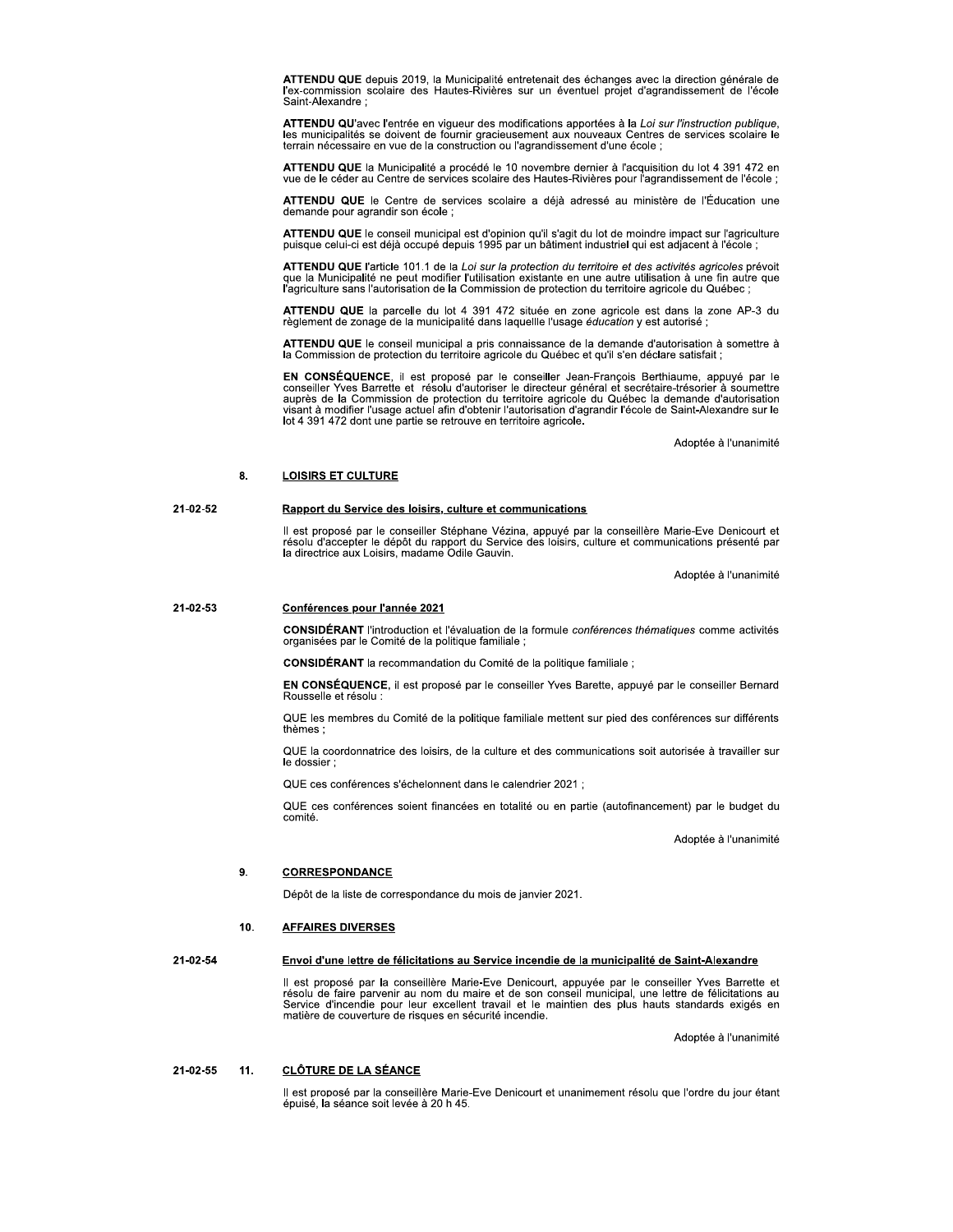**ATTENDU QUE** depuis 2019, la Municipalité entretenait des échanges avec la direction générale de l'ex-commission scolaire des Hautes-Rivières sur un éventuel projet d'agrandissement de l'école Saint-Alexandre ;

**ATTENDU QU**'avec l'entrée en vigueur des modifications apportées à la *Loi sur l'instruction publique*, les municipalités se doivent de fournir gracieusement aux nouveaux Centres de services scolaire le terrain nécessaire en vue de la construction ou l'agrandissement d'une école ;

**ATTENDU QUE** la Municipalité a procédé le 10 novembre dernier à l'acquisition du lot 4 391 472 en vue de le céder au Centre de services scolaire des Hautes-Rivières pour l'agrandissement de l'école ;

**ATTENDU QUE** le Centre de services scolaire a déjà adressé au ministère de l'Éducation une demande pour agrandir son école ;

**ATTENDU QUE** le conseil municipal est d'opinion qu'il s'agit du lot de moindre impact sur l'agriculture puisque celui-ci est déjà occupé depuis 1995 par un bâtiment industriel qui est adjacent à l'école ;

**ATTENDU QUE** l'article 101.1 de la *Loi sur la protection du territoire et des activités agricoles* prévoit que la Municipalité ne peut modifier l'utilisation existante en une autre utilisation à une fin autre que l'agriculture sans l'autorisation de la Commission de protection du territoire agricole du Québec ;

**ATTENDU QUE** la parcelle du lot 4 391 472 située en zone agricole est dans la zone AP-3 du règlement de zonage de la municipalité dans laquelle l'usage *éducation* y est autorisé ;

**ATTENDU QUE** le conseil municipal a pris connaissance de la demande d'autorisation à somettre à la Commission de protection du territoire agricole du Québec et qu'il s'en déclare satisfait ;

**EN CONSÉQUENCE**, il est proposé par le conseiller Jean-François Berthiaume, appuyé par le conseiller Yves Barrette et résolu d'autoriser le directeur général et secrétaire-trésorier à soumettre auprès de la Commission de protection du territoire agricole du Québec la demande d'autorisation visant à modifier l'usage actuel afin d'obtenir l'autorisation d'agrandir l'école de Saint-Alexandre sur le lot 4 391 472 dont une partie se retrouve en territoire agricole.

Adoptée à l'unanimité

## 8. LOISIRS ET CULTURE

**21-02-52** **Rapport du Service des loisirs, culture et communications**

Il est proposé par le conseiller Stéphane Vézina, appuyé par la conseillère Marie-Eve Denicourt et résolu d'accepter le dépôt du rapport du Service des loisirs, culture et communications présenté par la directrice aux Loisirs, madame Odile Gauvin.

Adoptée à l'unanimité

**21-02-53** **Conférences pour l'année 2021**

**CONSIDÉRANT** l'introduction et l'évaluation de la formule *conférences thématiques* comme activités organisées par le Comité de la politique familiale ;

**CONSIDÉRANT** la recommandation du Comité de la politique familiale ;

**EN CONSÉQUENCE**, il est proposé par le conseiller Yves Barette, appuyé par le conseiller Bernard Rousselle et résolu :

QUE les membres du Comité de la politique familiale mettent sur pied des conférences sur différents thèmes ;

QUE la coordonnatrice des loisirs, de la culture et des communications soit autorisée à travailler sur le dossier ;

QUE ces conférences s'échelonnent dans le calendrier 2021 ;

QUE ces conférences soient financées en totalité ou en partie (autofinancement) par le budget du comité.

Adoptée à l'unanimité

## 9. CORRESPONDANCE

Dépôt de la liste de correspondance du mois de janvier 2021.

## 10. AFFAIRES DIVERSES

**21-02-54** **Envoi d'une lettre de félicitations au Service incendie de la municipalité de Saint-Alexandre**

Il est proposé par la conseillère Marie-Eve Denicourt, appuyée par le conseiller Yves Barrette et résolu de faire parvenir au nom du maire et de son conseil municipal, une lettre de félicitations au Service d'incendie pour leur excellent travail et le maintien des plus hauts standards exigés en matière de couverture de risques en sécurité incendie.

Adoptée à l'unanimité

## 21-02-55 11. CLÔTURE DE LA SÉANCE

Il est proposé par la conseillère Marie-Eve Denicourt et unanimement résolu que l'ordre du jour étant épuisé, la séance soit levée à 20 h 45.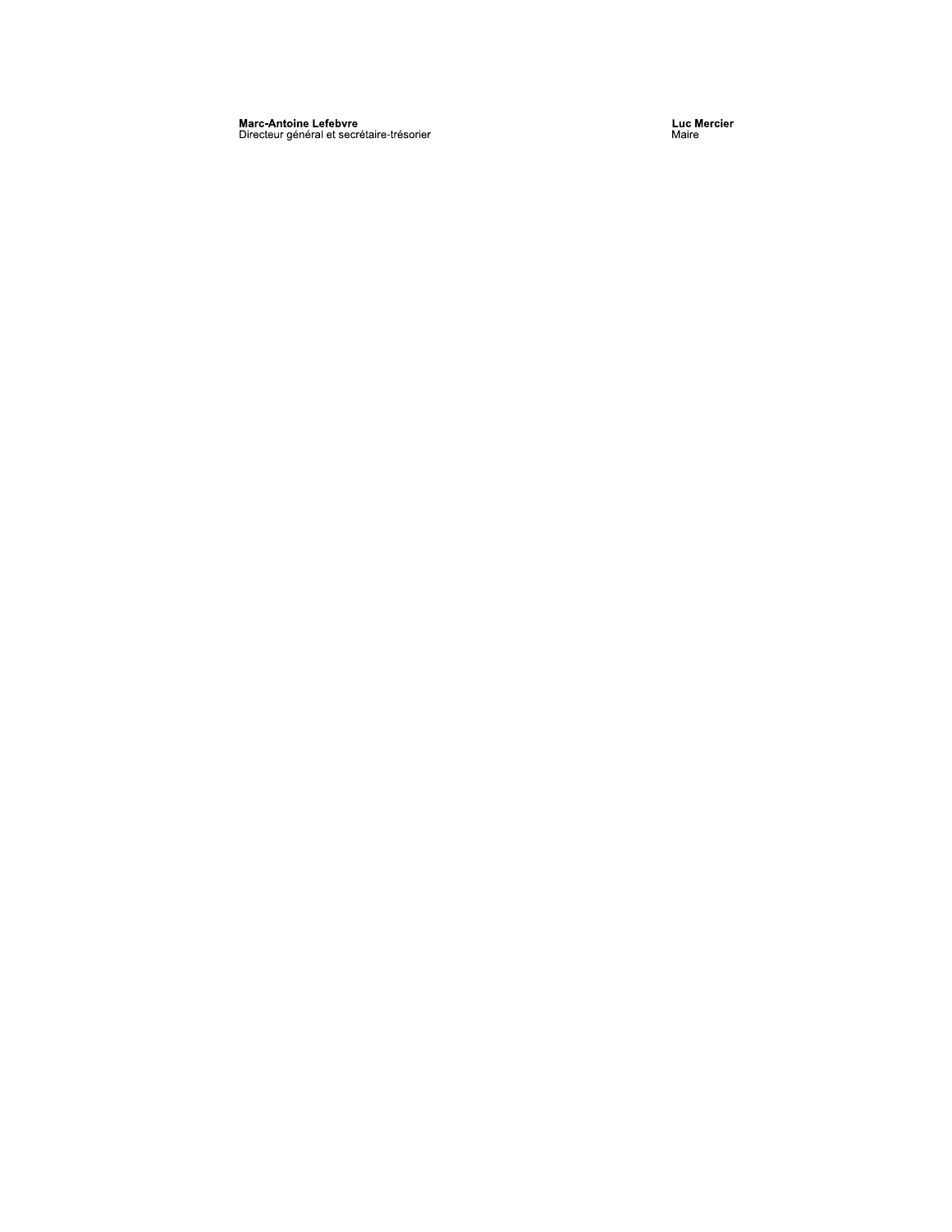**Marc-Antoine Lefebvre**
Directeur général et secrétaire-trésorier

**Luc Mercier**
Maire